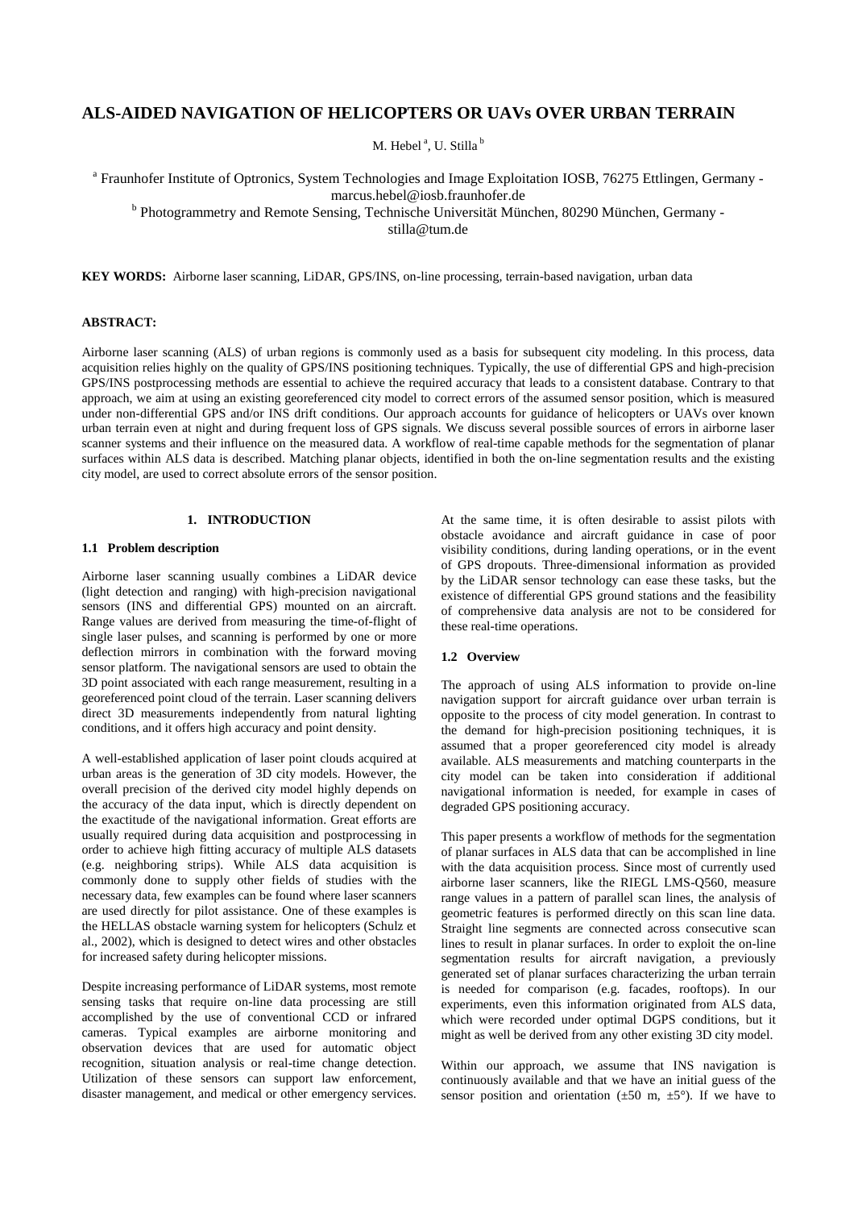# ALS-AIDED NAVIGATION OF HELICOPTERS OR UAVs OVER URBAN TERRAIN

M. Hebel [a], U. Stilla [b]

[a] Fraunhofer Institute of Optronics, System Technologies and Image Exploitation IOSB, 76275 Ettlingen, Germany - marcus.hebel@iosb.fraunhofer.de

[b] Photogrammetry and Remote Sensing, Technische Universität München, 80290 München, Germany - stilla@tum.de

**KEY WORDS:** Airborne laser scanning, LiDAR, GPS/INS, on-line processing, terrain-based navigation, urban data

**ABSTRACT:**

Airborne laser scanning (ALS) of urban regions is commonly used as a basis for subsequent city modeling. In this process, data acquisition relies highly on the quality of GPS/INS positioning techniques. Typically, the use of differential GPS and high-precision GPS/INS postprocessing methods are essential to achieve the required accuracy that leads to a consistent database. Contrary to that approach, we aim at using an existing georeferenced city model to correct errors of the assumed sensor position, which is measured under non-differential GPS and/or INS drift conditions. Our approach accounts for guidance of helicopters or UAVs over known urban terrain even at night and during frequent loss of GPS signals. We discuss several possible sources of errors in airborne laser scanner systems and their influence on the measured data. A workflow of real-time capable methods for the segmentation of planar surfaces within ALS data is described. Matching planar objects, identified in both the on-line segmentation results and the existing city model, are used to correct absolute errors of the sensor position.

## 1. INTRODUCTION

### 1.1 Problem description

Airborne laser scanning usually combines a LiDAR device (light detection and ranging) with high-precision navigational sensors (INS and differential GPS) mounted on an aircraft. Range values are derived from measuring the time-of-flight of single laser pulses, and scanning is performed by one or more deflection mirrors in combination with the forward moving sensor platform. The navigational sensors are used to obtain the 3D point associated with each range measurement, resulting in a georeferenced point cloud of the terrain. Laser scanning delivers direct 3D measurements independently from natural lighting conditions, and it offers high accuracy and point density.

A well-established application of laser point clouds acquired at urban areas is the generation of 3D city models. However, the overall precision of the derived city model highly depends on the accuracy of the data input, which is directly dependent on the exactitude of the navigational information. Great efforts are usually required during data acquisition and postprocessing in order to achieve high fitting accuracy of multiple ALS datasets (e.g. neighboring strips). While ALS data acquisition is commonly done to supply other fields of studies with the necessary data, few examples can be found where laser scanners are used directly for pilot assistance. One of these examples is the HELLAS obstacle warning system for helicopters (Schulz et al., 2002), which is designed to detect wires and other obstacles for increased safety during helicopter missions.

Despite increasing performance of LiDAR systems, most remote sensing tasks that require on-line data processing are still accomplished by the use of conventional CCD or infrared cameras. Typical examples are airborne monitoring and observation devices that are used for automatic object recognition, situation analysis or real-time change detection. Utilization of these sensors can support law enforcement, disaster management, and medical or other emergency services. At the same time, it is often desirable to assist pilots with obstacle avoidance and aircraft guidance in case of poor visibility conditions, during landing operations, or in the event of GPS dropouts. Three-dimensional information as provided by the LiDAR sensor technology can ease these tasks, but the existence of differential GPS ground stations and the feasibility of comprehensive data analysis are not to be considered for these real-time operations.

### 1.2 Overview

The approach of using ALS information to provide on-line navigation support for aircraft guidance over urban terrain is opposite to the process of city model generation. In contrast to the demand for high-precision positioning techniques, it is assumed that a proper georeferenced city model is already available. ALS measurements and matching counterparts in the city model can be taken into consideration if additional navigational information is needed, for example in cases of degraded GPS positioning accuracy.

This paper presents a workflow of methods for the segmentation of planar surfaces in ALS data that can be accomplished in line with the data acquisition process. Since most of currently used airborne laser scanners, like the RIEGL LMS-Q560, measure range values in a pattern of parallel scan lines, the analysis of geometric features is performed directly on this scan line data. Straight line segments are connected across consecutive scan lines to result in planar surfaces. In order to exploit the on-line segmentation results for aircraft navigation, a previously generated set of planar surfaces characterizing the urban terrain is needed for comparison (e.g. facades, rooftops). In our experiments, even this information originated from ALS data, which were recorded under optimal DGPS conditions, but it might as well be derived from any other existing 3D city model.

Within our approach, we assume that INS navigation is continuously available and that we have an initial guess of the sensor position and orientation (±50 m, ±5°). If we have to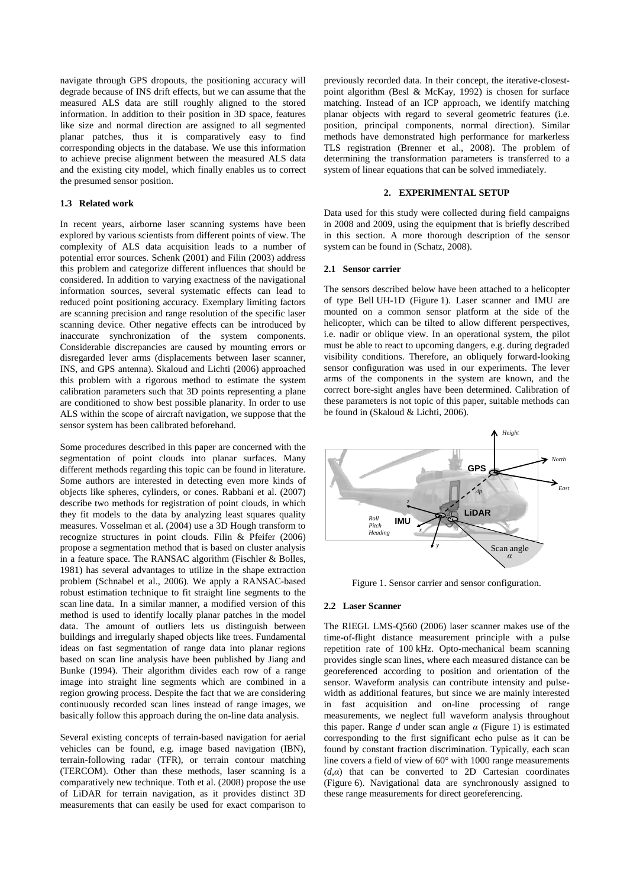navigate through GPS dropouts, the positioning accuracy will degrade because of INS drift effects, but we can assume that the measured ALS data are still roughly aligned to the stored information. In addition to their position in 3D space, features like size and normal direction are assigned to all segmented planar patches, thus it is comparatively easy to find corresponding objects in the database. We use this information to achieve precise alignment between the measured ALS data and the existing city model, which finally enables us to correct the presumed sensor position.

### 1.3 Related work

In recent years, airborne laser scanning systems have been explored by various scientists from different points of view. The complexity of ALS data acquisition leads to a number of potential error sources. Schenk (2001) and Filin (2003) address this problem and categorize different influences that should be considered. In addition to varying exactness of the navigational information sources, several systematic effects can lead to reduced point positioning accuracy. Exemplary limiting factors are scanning precision and range resolution of the specific laser scanning device. Other negative effects can be introduced by inaccurate synchronization of the system components. Considerable discrepancies are caused by mounting errors or disregarded lever arms (displacements between laser scanner, INS, and GPS antenna). Skaloud and Lichti (2006) approached this problem with a rigorous method to estimate the system calibration parameters such that 3D points representing a plane are conditioned to show best possible planarity. In order to use ALS within the scope of aircraft navigation, we suppose that the sensor system has been calibrated beforehand.

Some procedures described in this paper are concerned with the segmentation of point clouds into planar surfaces. Many different methods regarding this topic can be found in literature. Some authors are interested in detecting even more kinds of objects like spheres, cylinders, or cones. Rabbani et al. (2007) describe two methods for registration of point clouds, in which they fit models to the data by analyzing least squares quality measures. Vosselman et al. (2004) use a 3D Hough transform to recognize structures in point clouds. Filin & Pfeifer (2006) propose a segmentation method that is based on cluster analysis in a feature space. The RANSAC algorithm (Fischler & Bolles, 1981) has several advantages to utilize in the shape extraction problem (Schnabel et al., 2006). We apply a RANSAC-based robust estimation technique to fit straight line segments to the scan line data. In a similar manner, a modified version of this method is used to identify locally planar patches in the model data. The amount of outliers lets us distinguish between buildings and irregularly shaped objects like trees. Fundamental ideas on fast segmentation of range data into planar regions based on scan line analysis have been published by Jiang and Bunke (1994). Their algorithm divides each row of a range image into straight line segments which are combined in a region growing process. Despite the fact that we are considering continuously recorded scan lines instead of range images, we basically follow this approach during the on-line data analysis.

Several existing concepts of terrain-based navigation for aerial vehicles can be found, e.g. image based navigation (IBN), terrain-following radar (TFR), or terrain contour matching (TERCOM). Other than these methods, laser scanning is a comparatively new technique. Toth et al. (2008) propose the use of LiDAR for terrain navigation, as it provides distinct 3D measurements that can easily be used for exact comparison to previously recorded data. In their concept, the iterative-closest-point algorithm (Besl & McKay, 1992) is chosen for surface matching. Instead of an ICP approach, we identify matching planar objects with regard to several geometric features (i.e. position, principal components, normal direction). Similar methods have demonstrated high performance for markerless TLS registration (Brenner et al., 2008). The problem of determining the transformation parameters is transferred to a system of linear equations that can be solved immediately.

## 2. EXPERIMENTAL SETUP

Data used for this study were collected during field campaigns in 2008 and 2009, using the equipment that is briefly described in this section. A more thorough description of the sensor system can be found in (Schatz, 2008).

### 2.1 Sensor carrier

The sensors described below have been attached to a helicopter of type Bell UH-1D (Figure 1). Laser scanner and IMU are mounted on a common sensor platform at the side of the helicopter, which can be tilted to allow different perspectives, i.e. nadir or oblique view. In an operational system, the pilot must be able to react to upcoming dangers, e.g. during degraded visibility conditions. Therefore, an obliquely forward-looking sensor configuration was used in our experiments. The lever arms of the components in the system are known, and the correct bore-sight angles have been determined. Calibration of these parameters is not topic of this paper, suitable methods can be found in (Skaloud & Lichti, 2006).

Figure 1. Sensor carrier and sensor configuration.

### 2.2 Laser Scanner

The RIEGL LMS-Q560 (2006) laser scanner makes use of the time-of-flight distance measurement principle with a pulse repetition rate of 100 kHz. Opto-mechanical beam scanning provides single scan lines, where each measured distance can be georeferenced according to position and orientation of the sensor. Waveform analysis can contribute intensity and pulse-width as additional features, but since we are mainly interested in fast acquisition and on-line processing of range measurements, we neglect full waveform analysis throughout this paper. Range $d$ under scan angle $\alpha$ (Figure 1) is estimated corresponding to the first significant echo pulse as it can be found by constant fraction discrimination. Typically, each scan line covers a field of view of 60° with 1000 range measurements $(d,\alpha)$ that can be converted to 2D Cartesian coordinates (Figure 6). Navigational data are synchronously assigned to these range measurements for direct georeferencing.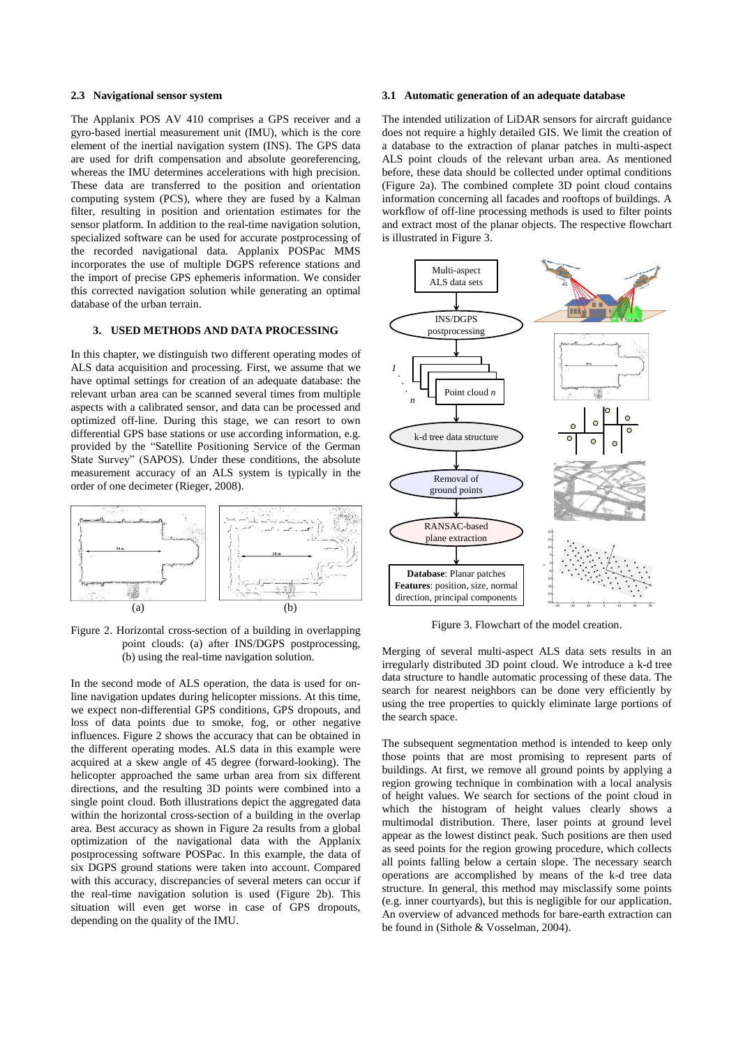### 2.3 Navigational sensor system

The Applanix POS AV 410 comprises a GPS receiver and a gyro-based inertial measurement unit (IMU), which is the core element of the inertial navigation system (INS). The GPS data are used for drift compensation and absolute georeferencing, whereas the IMU determines accelerations with high precision. These data are transferred to the position and orientation computing system (PCS), where they are fused by a Kalman filter, resulting in position and orientation estimates for the sensor platform. In addition to the real-time navigation solution, specialized software can be used for accurate postprocessing of the recorded navigational data. Applanix POSPac MMS incorporates the use of multiple DGPS reference stations and the import of precise GPS ephemeris information. We consider this corrected navigation solution while generating an optimal database of the urban terrain.

## 3. USED METHODS AND DATA PROCESSING

In this chapter, we distinguish two different operating modes of ALS data acquisition and processing. First, we assume that we have optimal settings for creation of an adequate database: the relevant urban area can be scanned several times from multiple aspects with a calibrated sensor, and data can be processed and optimized off-line. During this stage, we can resort to own differential GPS base stations or use according information, e.g. provided by the "Satellite Positioning Service of the German State Survey" (SAPOS). Under these conditions, the absolute measurement accuracy of an ALS system is typically in the order of one decimeter (Rieger, 2008).

Figure 2. Horizontal cross-section of a building in overlapping point clouds: (a) after INS/DGPS postprocessing, (b) using the real-time navigation solution.

In the second mode of ALS operation, the data is used for on-line navigation updates during helicopter missions. At this time, we expect non-differential GPS conditions, GPS dropouts, and loss of data points due to smoke, fog, or other negative influences. Figure 2 shows the accuracy that can be obtained in the different operating modes. ALS data in this example were acquired at a skew angle of 45 degree (forward-looking). The helicopter approached the same urban area from six different directions, and the resulting 3D points were combined into a single point cloud. Both illustrations depict the aggregated data within the horizontal cross-section of a building in the overlap area. Best accuracy as shown in Figure 2a results from a global optimization of the navigational data with the Applanix postprocessing software POSPac. In this example, the data of six DGPS ground stations were taken into account. Compared with this accuracy, discrepancies of several meters can occur if the real-time navigation solution is used (Figure 2b). This situation will even get worse in case of GPS dropouts, depending on the quality of the IMU.

### 3.1 Automatic generation of an adequate database

The intended utilization of LiDAR sensors for aircraft guidance does not require a highly detailed GIS. We limit the creation of a database to the extraction of planar patches in multi-aspect ALS point clouds of the relevant urban area. As mentioned before, these data should be collected under optimal conditions (Figure 2a). The combined complete 3D point cloud contains information concerning all facades and rooftops of buildings. A workflow of off-line processing methods is used to filter points and extract most of the planar objects. The respective flowchart is illustrated in Figure 3.

Figure 3. Flowchart of the model creation.

Merging of several multi-aspect ALS data sets results in an irregularly distributed 3D point cloud. We introduce a k-d tree data structure to handle automatic processing of these data. The search for nearest neighbors can be done very efficiently by using the tree properties to quickly eliminate large portions of the search space.

The subsequent segmentation method is intended to keep only those points that are most promising to represent parts of buildings. At first, we remove all ground points by applying a region growing technique in combination with a local analysis of height values. We search for sections of the point cloud in which the histogram of height values clearly shows a multimodal distribution. There, laser points at ground level appear as the lowest distinct peak. Such positions are then used as seed points for the region growing procedure, which collects all points falling below a certain slope. The necessary search operations are accomplished by means of the k-d tree data structure. In general, this method may misclassify some points (e.g. inner courtyards), but this is negligible for our application. An overview of advanced methods for bare-earth extraction can be found in (Sithole & Vosselman, 2004).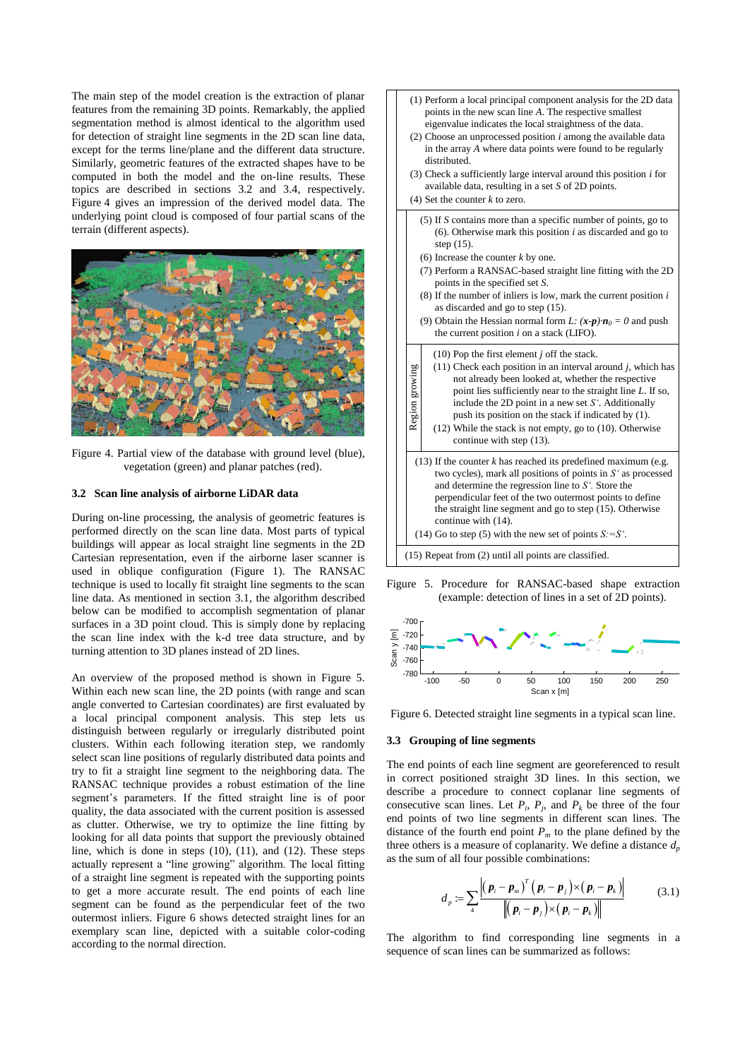The main step of the model creation is the extraction of planar features from the remaining 3D points. Remarkably, the applied segmentation method is almost identical to the algorithm used for detection of straight line segments in the 2D scan line data, except for the terms line/plane and the different data structure. Similarly, geometric features of the extracted shapes have to be computed in both the model and the on-line results. These topics are described in sections 3.2 and 3.4, respectively. Figure 4 gives an impression of the derived model data. The underlying point cloud is composed of four partial scans of the terrain (different aspects).

Figure 4. Partial view of the database with ground level (blue), vegetation (green) and planar patches (red).

### 3.2 Scan line analysis of airborne LiDAR data

During on-line processing, the analysis of geometric features is performed directly on the scan line data. Most parts of typical buildings will appear as local straight line segments in the 2D Cartesian representation, even if the airborne laser scanner is used in oblique configuration (Figure 1). The RANSAC technique is used to locally fit straight line segments to the scan line data. As mentioned in section 3.1, the algorithm described below can be modified to accomplish segmentation of planar surfaces in a 3D point cloud. This is simply done by replacing the scan line index with the k-d tree data structure, and by turning attention to 3D planes instead of 2D lines.

An overview of the proposed method is shown in Figure 5. Within each new scan line, the 2D points (with range and scan angle converted to Cartesian coordinates) are first evaluated by a local principal component analysis. This step lets us distinguish between regularly or irregularly distributed point clusters. Within each following iteration step, we randomly select scan line positions of regularly distributed data points and try to fit a straight line segment to the neighboring data. The RANSAC technique provides a robust estimation of the line segment's parameters. If the fitted straight line is of poor quality, the data associated with the current position is assessed as clutter. Otherwise, we try to optimize the line fitting by looking for all data points that support the previously obtained line, which is done in steps (10), (11), and (12). These steps actually represent a "line growing" algorithm. The local fitting of a straight line segment is repeated with the supporting points to get a more accurate result. The end points of each line segment can be found as the perpendicular feet of the two outermost inliers. Figure 6 shows detected straight lines for an exemplary scan line, depicted with a suitable color-coding according to the normal direction.

(1) Perform a local principal component analysis for the 2D data points in the new scan line $A$. The respective smallest eigenvalue indicates the local straightness of the data.
(2) Choose an unprocessed position $i$ among the available data in the array $A$ where data points were found to be regularly distributed.
(3) Check a sufficiently large interval around this position $i$ for available data, resulting in a set $S$ of 2D points.
(4) Set the counter $k$ to zero.

(5) If $S$ contains more than a specific number of points, go to (6). Otherwise mark this position $i$ as discarded and go to step (15).
(6) Increase the counter $k$ by one.
(7) Perform a RANSAC-based straight line fitting with the 2D points in the specified set $S$.
(8) If the number of inliers is low, mark the current position $i$ as discarded and go to step (15).
(9) Obtain the Hessian normal form $L$: $(\boldsymbol{x}-\boldsymbol{p})\cdot\boldsymbol{n}_0 = 0$ and push the current position $i$ on a stack (LIFO).

Region growing:
(10) Pop the first element $j$ off the stack.
(11) Check each position in an interval around $j$, which has not already been looked at, whether the respective point lies sufficiently near to the straight line $L$. If so, include the 2D point in a new set $S'$. Additionally push its position on the stack if indicated by (1).
(12) While the stack is not empty, go to (10). Otherwise continue with step (13).

(13) If the counter $k$ has reached its predefined maximum (e.g. two cycles), mark all positions of points in $S'$ as processed and determine the regression line to $S'$. Store the perpendicular feet of the two outermost points to define the straight line segment and go to step (15). Otherwise continue with (14).
(14) Go to step (5) with the new set of points $S:=S'$.

(15) Repeat from (2) until all points are classified.

Figure 5. Procedure for RANSAC-based shape extraction (example: detection of lines in a set of 2D points).

Figure 6. Detected straight line segments in a typical scan line.

### 3.3 Grouping of line segments

The end points of each line segment are georeferenced to result in correct positioned straight 3D lines. In this section, we describe a procedure to connect coplanar line segments of consecutive scan lines. Let $P_i$, $P_j$, and $P_k$ be three of the four end points of two line segments in different scan lines. The distance of the fourth end point $P_m$ to the plane defined by the three others is a measure of coplanarity. We define a distance $d_p$ as the sum of all four possible combinations:

$$d_p := \sum_{4} \frac{\left| (\boldsymbol{p}_i - \boldsymbol{p}_m)^T \left( (\boldsymbol{p}_i - \boldsymbol{p}_j) \times (\boldsymbol{p}_i - \boldsymbol{p}_k) \right) \right|}{\left\| (\boldsymbol{p}_i - \boldsymbol{p}_j) \times (\boldsymbol{p}_i - \boldsymbol{p}_k) \right\|} \tag{3.1}$$

The algorithm to find corresponding line segments in a sequence of scan lines can be summarized as follows: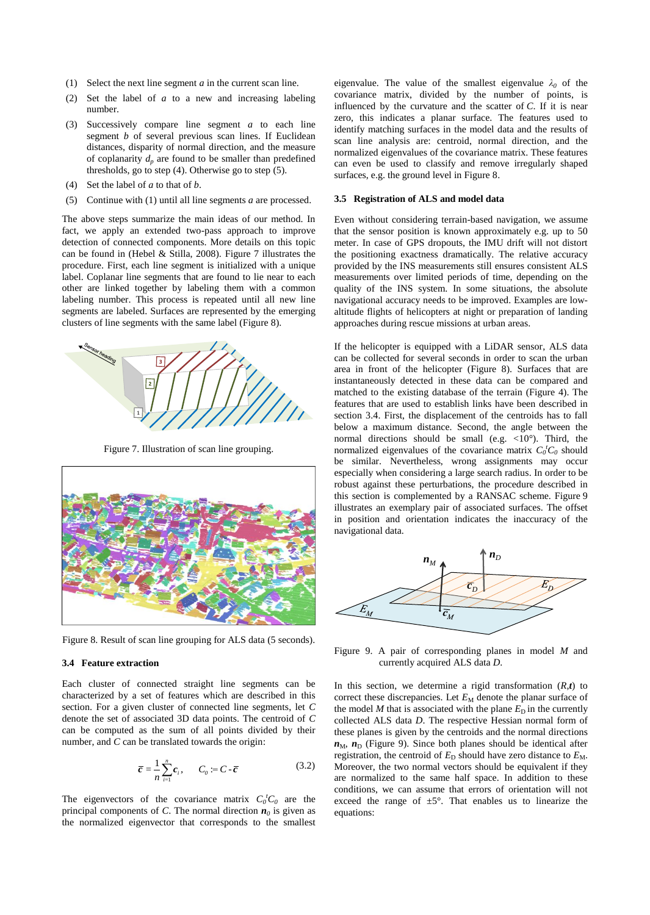(1) Select the next line segment *a* in the current scan line.

(2) Set the label of *a* to a new and increasing labeling number.

(3) Successively compare line segment *a* to each line segment *b* of several previous scan lines. If Euclidean distances, disparity of normal direction, and the measure of coplanarity $d_p$ are found to be smaller than predefined thresholds, go to step (4). Otherwise go to step (5).

(4) Set the label of *a* to that of *b*.

(5) Continue with (1) until all line segments *a* are processed.

The above steps summarize the main ideas of our method. In fact, we apply an extended two-pass approach to improve detection of connected components. More details on this topic can be found in (Hebel & Stilla, 2008). Figure 7 illustrates the procedure. First, each line segment is initialized with a unique label. Coplanar line segments that are found to lie near to each other are linked together by labeling them with a common labeling number. This process is repeated until all new line segments are labeled. Surfaces are represented by the emerging clusters of line segments with the same label (Figure 8).

Figure 7. Illustration of scan line grouping.

Figure 8. Result of scan line grouping for ALS data (5 seconds).

### 3.4 Feature extraction

Each cluster of connected straight line segments can be characterized by a set of features which are described in this section. For a given cluster of connected line segments, let $C$ denote the set of associated 3D data points. The centroid of $C$ can be computed as the sum of all points divided by their number, and $C$ can be translated towards the origin:

$$\bar{\boldsymbol{c}} = \frac{1}{n}\sum_{i=1}^{n} \boldsymbol{c}_i, \qquad C_0 := C - \bar{\boldsymbol{c}} \tag{3.2}$$

The eigenvectors of the covariance matrix $C_0^t C_0$ are the principal components of $C$. The normal direction $\boldsymbol{n}_0$ is given as the normalized eigenvector that corresponds to the smallest eigenvalue. The value of the smallest eigenvalue $\lambda_0$ of the covariance matrix, divided by the number of points, is influenced by the curvature and the scatter of $C$. If it is near zero, this indicates a planar surface. The features used to identify matching surfaces in the model data and the results of scan line analysis are: centroid, normal direction, and the normalized eigenvalues of the covariance matrix. These features can even be used to classify and remove irregularly shaped surfaces, e.g. the ground level in Figure 8.

### 3.5 Registration of ALS and model data

Even without considering terrain-based navigation, we assume that the sensor position is known approximately e.g. up to 50 meter. In case of GPS dropouts, the IMU drift will not distort the positioning exactness dramatically. The relative accuracy provided by the INS measurements still ensures consistent ALS measurements over limited periods of time, depending on the quality of the INS system. In some situations, the absolute navigational accuracy needs to be improved. Examples are low-altitude flights of helicopters at night or preparation of landing approaches during rescue missions at urban areas.

If the helicopter is equipped with a LiDAR sensor, ALS data can be collected for several seconds in order to scan the urban area in front of the helicopter (Figure 8). Surfaces that are instantaneously detected in these data can be compared and matched to the existing database of the terrain (Figure 4). The features that are used to establish links have been described in section 3.4. First, the displacement of the centroids has to fall below a maximum distance. Second, the angle between the normal directions should be small (e.g. <10°). Third, the normalized eigenvalues of the covariance matrix $C_0^t C_0$ should be similar. Nevertheless, wrong assignments may occur especially when considering a large search radius. In order to be robust against these perturbations, the procedure described in this section is complemented by a RANSAC scheme. Figure 9 illustrates an exemplary pair of associated surfaces. The offset in position and orientation indicates the inaccuracy of the navigational data.

Figure 9. A pair of corresponding planes in model $M$ and currently acquired ALS data $D$.

In this section, we determine a rigid transformation ($R$,$\boldsymbol{t}$) to correct these discrepancies. Let $E_M$ denote the planar surface of the model $M$ that is associated with the plane $E_D$ in the currently collected ALS data $D$. The respective Hessian normal form of these planes is given by the centroids and the normal directions $\boldsymbol{n}_M$, $\boldsymbol{n}_D$ (Figure 9). Since both planes should be identical after registration, the centroid of $E_D$ should have zero distance to $E_M$. Moreover, the two normal vectors should be equivalent if they are normalized to the same half space. In addition to these conditions, we can assume that errors of orientation will not exceed the range of ±5°. That enables us to linearize the equations: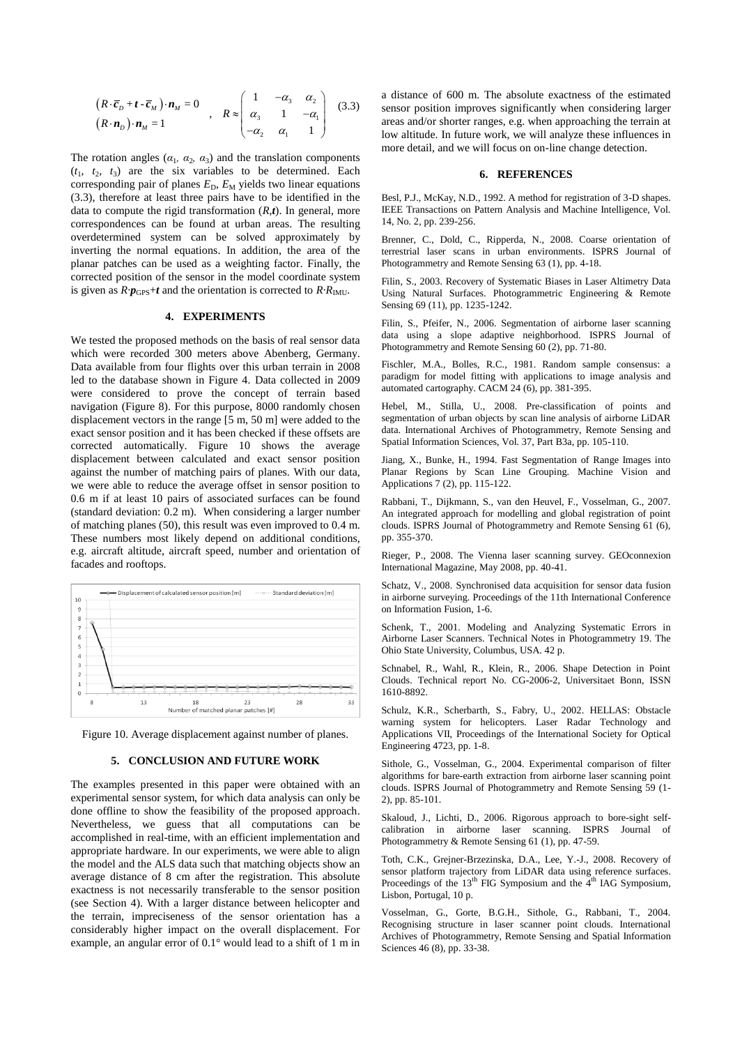$$\left(R\cdot\bar{\boldsymbol{c}}_D+\boldsymbol{t}-\bar{\boldsymbol{c}}_M\right)\cdot\boldsymbol{n}_M=0 \\ \left(R\cdot\boldsymbol{n}_D\right)\cdot\boldsymbol{n}_M=1 \quad , \quad R\approx\begin{pmatrix}1 & -\alpha_3 & \alpha_2\\ \alpha_3 & 1 & -\alpha_1\\ -\alpha_2 & \alpha_1 & 1\end{pmatrix} \quad (3.3)$$

The rotation angles ($\alpha_1$, $\alpha_2$, $\alpha_3$) and the translation components ($t_1$, $t_2$, $t_3$) are the six variables to be determined. Each corresponding pair of planes $E_D$, $E_M$ yields two linear equations (3.3), therefore at least three pairs have to be identified in the data to compute the rigid transformation ($R$,$\boldsymbol{t}$). In general, more correspondences can be found at urban areas. The resulting overdetermined system can be solved approximately by inverting the normal equations. In addition, the area of the planar patches can be used as a weighting factor. Finally, the corrected position of the sensor in the model coordinate system is given as $R\cdot\boldsymbol{p}_{GPS}+\boldsymbol{t}$ and the orientation is corrected to $R\cdot R_{IMU}$.

## 4. EXPERIMENTS

We tested the proposed methods on the basis of real sensor data which were recorded 300 meters above Abenberg, Germany. Data available from four flights over this urban terrain in 2008 led to the database shown in Figure 4. Data collected in 2009 were considered to prove the concept of terrain based navigation (Figure 8). For this purpose, 8000 randomly chosen displacement vectors in the range [5 m, 50 m] were added to the exact sensor position and it has been checked if these offsets are corrected automatically. Figure 10 shows the average displacement between calculated and exact sensor position against the number of matching pairs of planes. With our data, we were able to reduce the average offset in sensor position to 0.6 m if at least 10 pairs of associated surfaces can be found (standard deviation: 0.2 m). When considering a larger number of matching planes (50), this result was even improved to 0.4 m. These numbers most likely depend on additional conditions, e.g. aircraft altitude, aircraft speed, number and orientation of facades and rooftops.

Displacement of calculated sensor position [m]
Standard deviation [m]
10
9
8
7
6
5
4
3
2
1
0
8
13
18
23
28
33
Number of matched planar patches [#]

Figure 10. Average displacement against number of planes.

## 5. CONCLUSION AND FUTURE WORK

The examples presented in this paper were obtained with an experimental sensor system, for which data analysis can only be done offline to show the feasibility of the proposed approach. Nevertheless, we guess that all computations can be accomplished in real-time, with an efficient implementation and appropriate hardware. In our experiments, we were able to align the model and the ALS data such that matching objects show an average distance of 8 cm after the registration. This absolute exactness is not necessarily transferable to the sensor position (see Section 4). With a larger distance between helicopter and the terrain, impreciseness of the sensor orientation has a considerably higher impact on the overall displacement. For example, an angular error of 0.1° would lead to a shift of 1 m in a distance of 600 m. The absolute exactness of the estimated sensor position improves significantly when considering larger areas and/or shorter ranges, e.g. when approaching the terrain at low altitude. In future work, we will analyze these influences in more detail, and we will focus on on-line change detection.

## 6. REFERENCES

Besl, P.J., McKay, N.D., 1992. A method for registration of 3-D shapes. IEEE Transactions on Pattern Analysis and Machine Intelligence, Vol. 14, No. 2, pp. 239-256.

Brenner, C., Dold, C., Ripperda, N., 2008. Coarse orientation of terrestrial laser scans in urban environments. ISPRS Journal of Photogrammetry and Remote Sensing 63 (1), pp. 4-18.

Filin, S., 2003. Recovery of Systematic Biases in Laser Altimetry Data Using Natural Surfaces. Photogrammetric Engineering & Remote Sensing 69 (11), pp. 1235-1242.

Filin, S., Pfeifer, N., 2006. Segmentation of airborne laser scanning data using a slope adaptive neighborhood. ISPRS Journal of Photogrammetry and Remote Sensing 60 (2), pp. 71-80.

Fischler, M.A., Bolles, R.C., 1981. Random sample consensus: a paradigm for model fitting with applications to image analysis and automated cartography. CACM 24 (6), pp. 381-395.

Hebel, M., Stilla, U., 2008. Pre-classification of points and segmentation of urban objects by scan line analysis of airborne LiDAR data. International Archives of Photogrammetry, Remote Sensing and Spatial Information Sciences, Vol. 37, Part B3a, pp. 105-110.

Jiang, X., Bunke, H., 1994. Fast Segmentation of Range Images into Planar Regions by Scan Line Grouping. Machine Vision and Applications 7 (2), pp. 115-122.

Rabbani, T., Dijkmann, S., van den Heuvel, F., Vosselman, G., 2007. An integrated approach for modelling and global registration of point clouds. ISPRS Journal of Photogrammetry and Remote Sensing 61 (6), pp. 355-370.

Rieger, P., 2008. The Vienna laser scanning survey. GEOconnexion International Magazine, May 2008, pp. 40-41.

Schatz, V., 2008. Synchronised data acquisition for sensor data fusion in airborne surveying. Proceedings of the 11th International Conference on Information Fusion, 1-6.

Schenk, T., 2001. Modeling and Analyzing Systematic Errors in Airborne Laser Scanners. Technical Notes in Photogrammetry 19. The Ohio State University, Columbus, USA. 42 p.

Schnabel, R., Wahl, R., Klein, R., 2006. Shape Detection in Point Clouds. Technical report No. CG-2006-2, Universitaet Bonn, ISSN 1610-8892.

Schulz, K.R., Scherbarth, S., Fabry, U., 2002. HELLAS: Obstacle warning system for helicopters. Laser Radar Technology and Applications VII, Proceedings of the International Society for Optical Engineering 4723, pp. 1-8.

Sithole, G., Vosselman, G., 2004. Experimental comparison of filter algorithms for bare-earth extraction from airborne laser scanning point clouds. ISPRS Journal of Photogrammetry and Remote Sensing 59 (1-2), pp. 85-101.

Skaloud, J., Lichti, D., 2006. Rigorous approach to bore-sight self-calibration in airborne laser scanning. ISPRS Journal of Photogrammetry & Remote Sensing 61 (1), pp. 47-59.

Toth, C.K., Grejner-Brzezinska, D.A., Lee, Y.-J., 2008. Recovery of sensor platform trajectory from LiDAR data using reference surfaces. Proceedings of the 13th FIG Symposium and the 4th IAG Symposium, Lisbon, Portugal, 10 p.

Vosselman, G., Gorte, B.G.H., Sithole, G., Rabbani, T., 2004. Recognising structure in laser scanner point clouds. International Archives of Photogrammetry, Remote Sensing and Spatial Information Sciences 46 (8), pp. 33-38.